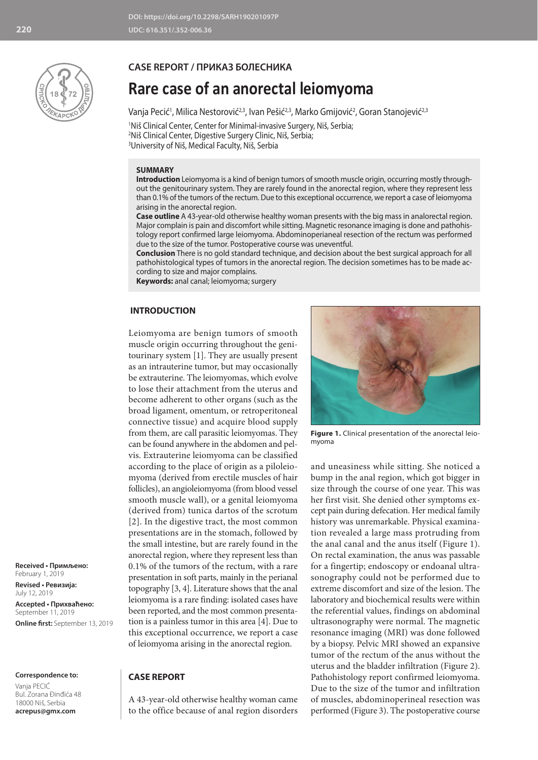DOI: https://doi.org/10.2298/SARH190201097P
UDC: 616.351/.352-006.36

## CASE REPORT / ПРИКАЗ БОЛЕСНИКА

# Rare case of an anorectal leiomyoma

Vanja Pecić[1], Milica Nestorović[2,3], Ivan Pešić[2,3], Marko Gmijović[2], Goran Stanojević[2,3]

[1]Niš Clinical Center, Center for Minimal-invasive Surgery, Niš, Serbia;
[2]Niš Clinical Center, Digestive Surgery Clinic, Niš, Serbia;
[3]University of Niš, Medical Faculty, Niš, Serbia

### SUMMARY

**Introduction** Leiomyoma is a kind of benign tumors of smooth muscle origin, occurring mostly throughout the genitourinary system. They are rarely found in the anorectal region, where they represent less than 0.1% of the tumors of the rectum. Due to this exceptional occurrence, we report a case of leiomyoma arising in the anorectal region.

**Case outline** A 43-year-old otherwise healthy woman presents with the big mass in analorectal region. Major complain is pain and discomfort while sitting. Magnetic resonance imaging is done and pathohistology report confirmed large leiomyoma. Abdominoperianeal resection of the rectum was performed due to the size of the tumor. Postoperative course was uneventful.

**Conclusion** There is no gold standard technique, and decision about the best surgical approach for all pathohistological types of tumors in the anorectal region. The decision sometimes has to be made according to size and major complains.

**Keywords:** anal canal; leiomyoma; surgery

## INTRODUCTION

Leiomyoma are benign tumors of smooth muscle origin occurring throughout the genitourinary system [1]. They are usually present as an intrauterine tumor, but may occasionally be extrauterine. The leiomyomas, which evolve to lose their attachment from the uterus and become adherent to other organs (such as the broad ligament, omentum, or retroperitoneal connective tissue) and acquire blood supply from them, are call parasitic leiomyomas. They can be found anywhere in the abdomen and pelvis. Extrauterine leiomyoma can be classified according to the place of origin as a piloleiomyoma (derived from erectile muscles of hair follicles), an angioleiomyoma (from blood vessel smooth muscle wall), or a genital leiomyoma (derived from) tunica dartos of the scrotum [2]. In the digestive tract, the most common presentations are in the stomach, followed by the small intestine, but are rarely found in the anorectal region, where they represent less than 0.1% of the tumors of the rectum, with a rare presentation in soft parts, mainly in the perianal topography [3, 4]. Literature shows that the anal leiomyoma is a rare finding: isolated cases have been reported, and the most common presentation is a painless tumor in this area [4]. Due to this exceptional occurrence, we report a case of leiomyoma arising in the anorectal region.

## CASE REPORT

A 43-year-old otherwise healthy woman came to the office because of anal region disorders and uneasiness while sitting. She noticed a bump in the anal region, which got bigger in size through the course of one year. This was her first visit. She denied other symptoms except pain during defecation. Her medical family history was unremarkable. Physical examination revealed a large mass protruding from the anal canal and the anus itself (Figure 1). On rectal examination, the anus was passable for a fingertip; endoscopy or endoanal ultrasonography could not be performed due to extreme discomfort and size of the lesion. The laboratory and biochemical results were within the referential values, findings on abdominal ultrasonography were normal. The magnetic resonance imaging (MRI) was done followed by a biopsy. Pelvic MRI showed an expansive tumor of the rectum of the anus without the uterus and the bladder infiltration (Figure 2). Pathohistology report confirmed leiomyoma. Due to the size of the tumor and infiltration of muscles, abdominoperineal resection was performed (Figure 3). The postoperative course

**Figure 1.** Clinical presentation of the anorectal leiomyoma

**Received • Примљено:** February 1, 2019
**Revised • Ревизија:** July 12, 2019
**Accepted • Прихваћено:** September 11, 2019
**Online first:** September 13, 2019

**Correspondence to:**
Vanja PECIĆ
Bul. Zorana Đinđića 48
18000 Niš, Serbia
**acrepus@gmx.com**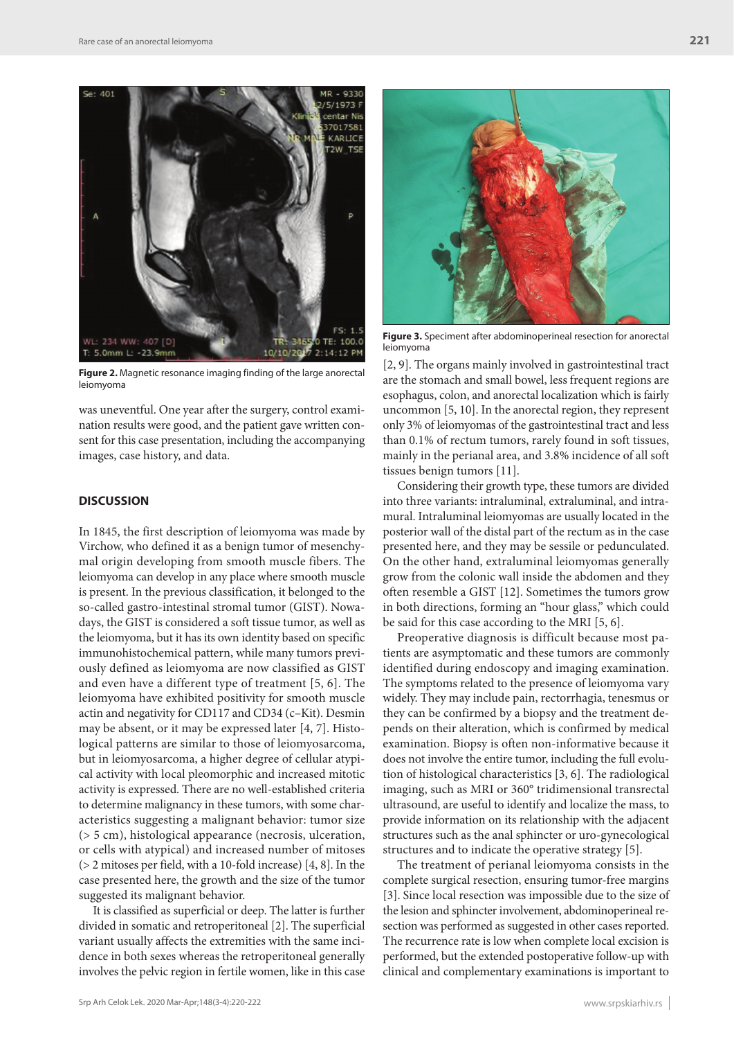**Figure 2.** Magnetic resonance imaging finding of the large anorectal leiomyoma

**Figure 3.** Speciment after abdominoperineal resection for anorectal leiomyoma

was uneventful. One year after the surgery, control examination results were good, and the patient gave written consent for this case presentation, including the accompanying images, case history, and data.

## DISCUSSION

In 1845, the first description of leiomyoma was made by Virchow, who defined it as a benign tumor of mesenchymal origin developing from smooth muscle fibers. The leiomyoma can develop in any place where smooth muscle is present. In the previous classification, it belonged to the so-called gastro-intestinal stromal tumor (GIST). Nowadays, the GIST is considered a soft tissue tumor, as well as the leiomyoma, but it has its own identity based on specific immunohistochemical pattern, while many tumors previously defined as leiomyoma are now classified as GIST and even have a different type of treatment [5, 6]. The leiomyoma have exhibited positivity for smooth muscle actin and negativity for CD117 and CD34 (c–Kit). Desmin may be absent, or it may be expressed later [4, 7]. Histological patterns are similar to those of leiomyosarcoma, but in leiomyosarcoma, a higher degree of cellular atypical activity with local pleomorphic and increased mitotic activity is expressed. There are no well-established criteria to determine malignancy in these tumors, with some characteristics suggesting a malignant behavior: tumor size (> 5 cm), histological appearance (necrosis, ulceration, or cells with atypical) and increased number of mitoses (> 2 mitoses per field, with a 10-fold increase) [4, 8]. In the case presented here, the growth and the size of the tumor suggested its malignant behavior.

It is classified as superficial or deep. The latter is further divided in somatic and retroperitoneal [2]. The superficial variant usually affects the extremities with the same incidence in both sexes whereas the retroperitoneal generally involves the pelvic region in fertile women, like in this case [2, 9]. The organs mainly involved in gastrointestinal tract are the stomach and small bowel, less frequent regions are esophagus, colon, and anorectal localization which is fairly uncommon [5, 10]. In the anorectal region, they represent only 3% of leiomyomas of the gastrointestinal tract and less than 0.1% of rectum tumors, rarely found in soft tissues, mainly in the perianal area, and 3.8% incidence of all soft tissues benign tumors [11].

Considering their growth type, these tumors are divided into three variants: intraluminal, extraluminal, and intramural. Intraluminal leiomyomas are usually located in the posterior wall of the distal part of the rectum as in the case presented here, and they may be sessile or pedunculated. On the other hand, extraluminal leiomyomas generally grow from the colonic wall inside the abdomen and they often resemble a GIST [12]. Sometimes the tumors grow in both directions, forming an "hour glass," which could be said for this case according to the MRI [5, 6].

Preoperative diagnosis is difficult because most patients are asymptomatic and these tumors are commonly identified during endoscopy and imaging examination. The symptoms related to the presence of leiomyoma vary widely. They may include pain, rectorrhagia, tenesmus or they can be confirmed by a biopsy and the treatment depends on their alteration, which is confirmed by medical examination. Biopsy is often non-informative because it does not involve the entire tumor, including the full evolution of histological characteristics [3, 6]. The radiological imaging, such as MRI or 360° tridimensional transrectal ultrasound, are useful to identify and localize the mass, to provide information on its relationship with the adjacent structures such as the anal sphincter or uro-gynecological structures and to indicate the operative strategy [5].

The treatment of perianal leiomyoma consists in the complete surgical resection, ensuring tumor-free margins [3]. Since local resection was impossible due to the size of the lesion and sphincter involvement, abdominoperineal resection was performed as suggested in other cases reported. The recurrence rate is low when complete local excision is performed, but the extended postoperative follow-up with clinical and complementary examinations is important to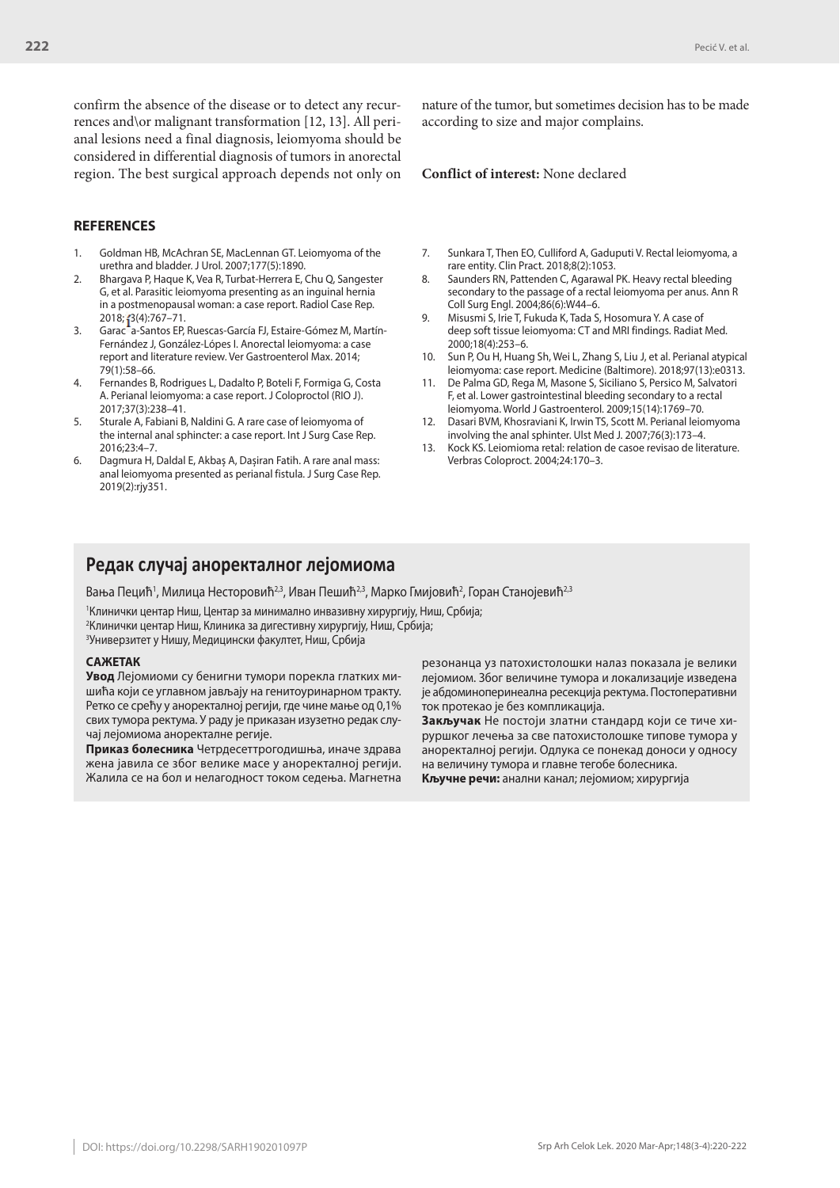confirm the absence of the disease or to detect any recurrences and\or malignant transformation [12, 13]. All perianal lesions need a final diagnosis, leiomyoma should be considered in differential diagnosis of tumors in anorectal region. The best surgical approach depends not only on nature of the tumor, but sometimes decision has to be made according to size and major complains.

**Conflict of interest:** None declared

## REFERENCES

1. Goldman HB, McAchran SE, MacLennan GT. Leiomyoma of the urethra and bladder. J Urol. 2007;177(5):1890.
2. Bhargava P, Haque K, Vea R, Turbat-Herrera E, Chu Q, Sangester G, et al. Parasitic leiomyoma presenting as an inguinal hernia in a postmenopausal woman: a case report. Radiol Case Rep. 2018; 13(4):767–71.
3. Garac a-Santos EP, Ruescas-García FJ, Estaire-Gómez M, Martín-Fernández J, González-Lópes I. Anorectal leiomyoma: a case report and literature review. Ver Gastroenterol Max. 2014; 79(1):58–66.
4. Fernandes B, Rodrigues L, Dadalto P, Boteli F, Formiga G, Costa A. Perianal leiomyoma: a case report. J Coloproctol (RIO J). 2017;37(3):238–41.
5. Sturale A, Fabiani B, Naldini G. A rare case of leiomyoma of the internal anal sphincter: a case report. Int J Surg Case Rep. 2016;23:4–7.
6. Dagmura H, Daldal E, Akbaş A, Daşiran Fatih. A rare anal mass: anal leiomyoma presented as perianal fistula. J Surg Case Rep. 2019(2):rjy351.
7. Sunkara T, Then EO, Culliford A, Gaduputi V. Rectal leiomyoma, a rare entity. Clin Pract. 2018;8(2):1053.
8. Saunders RN, Pattenden C, Agarawal PK. Heavy rectal bleeding secondary to the passage of a rectal leiomyoma per anus. Ann R Coll Surg Engl. 2004;86(6):W44–6.
9. Misusmi S, Irie T, Fukuda K, Tada S, Hosomura Y. A case of deep soft tissue leiomyoma: CT and MRI findings. Radiat Med. 2000;18(4):253–6.
10. Sun P, Ou H, Huang Sh, Wei L, Zhang S, Liu J, et al. Perianal atypical leiomyoma: case report. Medicine (Baltimore). 2018;97(13):e0313.
11. De Palma GD, Rega M, Masone S, Siciliano S, Persico M, Salvatori F, et al. Lower gastrointestinal bleeding secondary to a rectal leiomyoma. World J Gastroenterol. 2009;15(14):1769–70.
12. Dasari BVM, Khosraviani K, Irwin TS, Scott M. Perianal leiomyoma involving the anal sphinter. Ulst Med J. 2007;76(3):173–4.
13. Kock KS. Leiomioma retal: relation de casoe revisao de literature. Verbras Coloproct. 2004;24:170–3.

## Редак случај аноректалног лејомиома

Вања Пецић[1], Милица Несторовић[2,3], Иван Пешић[2,3], Марко Гмијовић[2], Горан Станојевић[2,3]

[1]Клинички центар Ниш, Центар за минимално инвазивну хирургију, Ниш, Србија;
[2]Клинички центар Ниш, Клиника за дигестивну хирургију, Ниш, Србија;
[3]Универзитет у Нишу, Медицински факултет, Ниш, Србија

### САЖЕТАК

**Увод** Лејомиоми су бенигни тумори порекла глатких мишића који се углавном јављају на генитоуринарном тракту. Ретко се срећу у аноректалној регији, где чине мање од 0,1% свих тумора ректума. У раду је приказан изузетно редак случај лејомиома аноректалне регије.

**Приказ болесника** Четрдесеттрогодишња, иначе здрава жена јавила се због велике масе у аноректалној регији. Жалила се на бол и нелагодност током седења. Магнетна резонанца уз патохистолошки налаз показала је велики лејомиом. Због величине тумора и локализације изведена је абдоминоперинеална ресекција ректума. Постоперативни ток протекао је без компликација.

**Закључак** Не постоји златни стандард који се тиче хируршког лечења за све патохистолошке типове тумора у аноректалној регији. Одлука се понекад доноси у односу на величину тумора и главне тегобе болесника.

**Кључне речи:** анални канал; лејомиом; хирургија